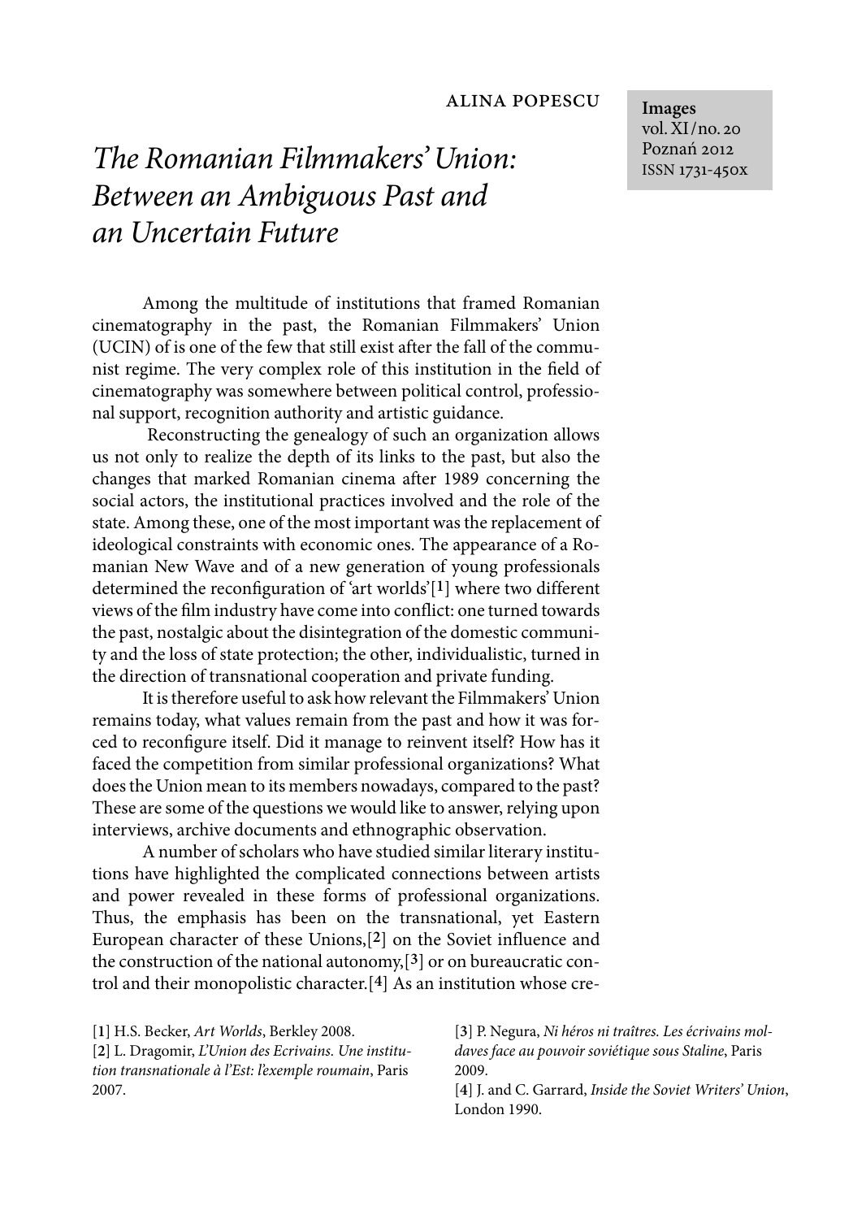ALINA POPESCU

# *The Romanian Filmmakers' Union: Between an Ambiguous Past and an Uncertain Future*

Among the multitude of institutions that framed Romanian cinematography in the past, the Romanian Filmmakers' Union (UCIN) of is one of the few that still exist after the fall of the communist regime. The very complex role of this institution in the field of cinematography was somewhere between political control, professional support, recognition authority and artistic guidance.

Reconstructing the genealogy of such an organization allows us not only to realize the depth of its links to the past, but also the changes that marked Romanian cinema after 1989 concerning the social actors, the institutional practices involved and the role of the state. Among these, one of the most important was the replacement of ideological constraints with economic ones. The appearance of a Romanian New Wave and of a new generation of young professionals determined the reconfiguration of 'art worlds'[1] where two different views of the film industry have come into conflict: one turned towards the past, nostalgic about the disintegration of the domestic community and the loss of state protection; the other, individualistic, turned in the direction of transnational cooperation and private funding.

It is therefore useful to ask how relevant the Filmmakers' Union remains today, what values remain from the past and how it was forced to reconfigure itself. Did it manage to reinvent itself? How has it faced the competition from similar professional organizations? What does the Union mean to its members nowadays, compared to the past? These are some of the questions we would like to answer, relying upon interviews, archive documents and ethnographic observation.

A number of scholars who have studied similar literary institutions have highlighted the complicated connections between artists and power revealed in these forms of professional organizations. Thus, the emphasis has been on the transnational, yet Eastern European character of these Unions,[2] on the Soviet influence and the construction of the national autonomy,[3] or on bureaucratic control and their monopolistic character.[4] As an institution whose cre-

[1] H.S. Becker, *Art Worlds*, Berkley 2008.

[2] L. Dragomir, *L'Union des Ecrivains. Une institution transnationale à l'Est: l'exemple roumain*, Paris 2007.

[3] P. Negura, *Ni héros ni traîtres. Les écrivains moldaves face au pouvoir soviétique sous Staline*, Paris 2009.

[4] J. and C. Garrard, *Inside the Soviet Writers' Union*, London 1990.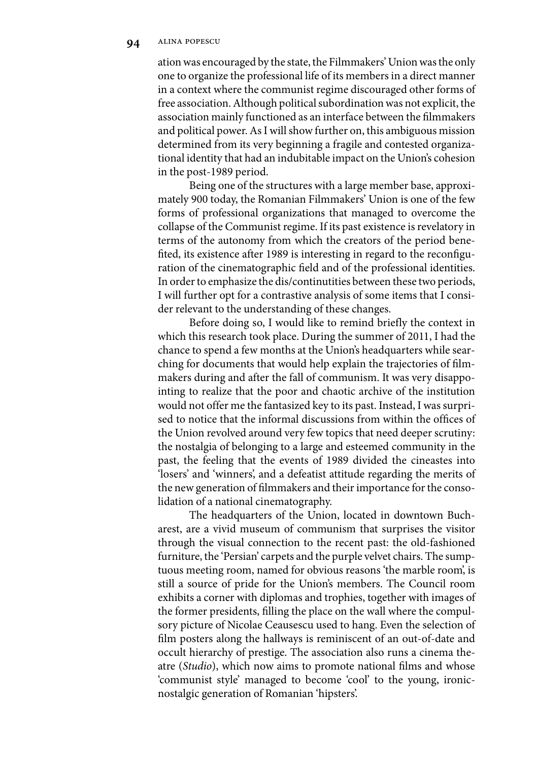ation was encouraged by the state, the Filmmakers' Union was the only one to organize the professional life of its members in a direct manner in a context where the communist regime discouraged other forms of free association. Although political subordination was not explicit, the association mainly functioned as an interface between the filmmakers and political power. As I will show further on, this ambiguous mission determined from its very beginning a fragile and contested organizational identity that had an indubitable impact on the Union's cohesion in the post-1989 period.

Being one of the structures with a large member base, approximately 900 today, the Romanian Filmmakers' Union is one of the few forms of professional organizations that managed to overcome the collapse of the Communist regime. If its past existence is revelatory in terms of the autonomy from which the creators of the period benefited, its existence after 1989 is interesting in regard to the reconfiguration of the cinematographic field and of the professional identities. In order to emphasize the dis/continutities between these two periods, I will further opt for a contrastive analysis of some items that I consider relevant to the understanding of these changes.

Before doing so, I would like to remind briefly the context in which this research took place. During the summer of 2011, I had the chance to spend a few months at the Union's headquarters while searching for documents that would help explain the trajectories of filmmakers during and after the fall of communism. It was very disappointing to realize that the poor and chaotic archive of the institution would not offer me the fantasized key to its past. Instead, I was surprised to notice that the informal discussions from within the offices of the Union revolved around very few topics that need deeper scrutiny: the nostalgia of belonging to a large and esteemed community in the past, the feeling that the events of 1989 divided the cineastes into 'losers' and 'winners', and a defeatist attitude regarding the merits of the new generation of filmmakers and their importance for the consolidation of a national cinematography.

The headquarters of the Union, located in downtown Bucharest, are a vivid museum of communism that surprises the visitor through the visual connection to the recent past: the old-fashioned furniture, the 'Persian' carpets and the purple velvet chairs. The sumptuous meeting room, named for obvious reasons 'the marble room', is still a source of pride for the Union's members. The Council room exhibits a corner with diplomas and trophies, together with images of the former presidents, filling the place on the wall where the compulsory picture of Nicolae Ceausescu used to hang. Even the selection of film posters along the hallways is reminiscent of an out-of-date and occult hierarchy of prestige. The association also runs a cinema theatre (*Studio*), which now aims to promote national films and whose 'communist style' managed to become 'cool' to the young, ironic-nostalgic generation of Romanian 'hipsters'.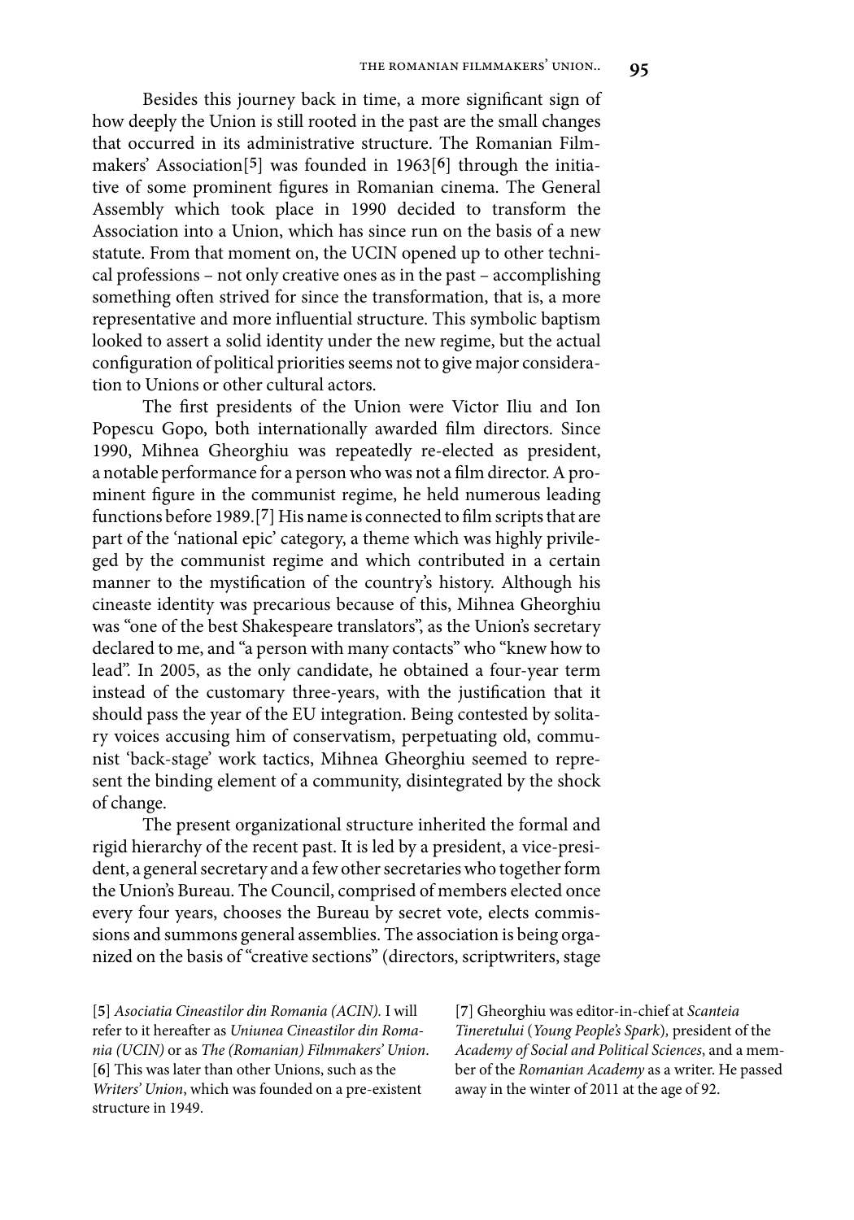Besides this journey back in time, a more significant sign of how deeply the Union is still rooted in the past are the small changes that occurred in its administrative structure. The Romanian Filmmakers' Association[5] was founded in 1963[6] through the initiative of some prominent figures in Romanian cinema. The General Assembly which took place in 1990 decided to transform the Association into a Union, which has since run on the basis of a new statute. From that moment on, the UCIN opened up to other technical professions – not only creative ones as in the past – accomplishing something often strived for since the transformation, that is, a more representative and more influential structure. This symbolic baptism looked to assert a solid identity under the new regime, but the actual configuration of political priorities seems not to give major consideration to Unions or other cultural actors.

The first presidents of the Union were Victor Iliu and Ion Popescu Gopo, both internationally awarded film directors. Since 1990, Mihnea Gheorghiu was repeatedly re-elected as president, a notable performance for a person who was not a film director. A prominent figure in the communist regime, he held numerous leading functions before 1989.[7] His name is connected to film scripts that are part of the 'national epic' category, a theme which was highly privileged by the communist regime and which contributed in a certain manner to the mystification of the country's history. Although his cineaste identity was precarious because of this, Mihnea Gheorghiu was "one of the best Shakespeare translators", as the Union's secretary declared to me, and "a person with many contacts" who "knew how to lead". In 2005, as the only candidate, he obtained a four-year term instead of the customary three-years, with the justification that it should pass the year of the EU integration. Being contested by solitary voices accusing him of conservatism, perpetuating old, communist 'back-stage' work tactics, Mihnea Gheorghiu seemed to represent the binding element of a community, disintegrated by the shock of change.

The present organizational structure inherited the formal and rigid hierarchy of the recent past. It is led by a president, a vice-president, a general secretary and a few other secretaries who together form the Union's Bureau. The Council, comprised of members elected once every four years, chooses the Bureau by secret vote, elects commissions and summons general assemblies. The association is being organized on the basis of "creative sections" (directors, scriptwriters, stage

[5] *Asociatia Cineastilor din Romania (ACIN).* I will refer to it hereafter as *Uniunea Cineastilor din Romania (UCIN)* or as *The (Romanian) Filmmakers' Union*.

[6] This was later than other Unions, such as the *Writers' Union*, which was founded on a pre-existent structure in 1949.

[7] Gheorghiu was editor-in-chief at *Scanteia Tineretului* (*Young People's Spark*), president of the *Academy of Social and Political Sciences*, and a member of the *Romanian Academy* as a writer. He passed away in the winter of 2011 at the age of 92.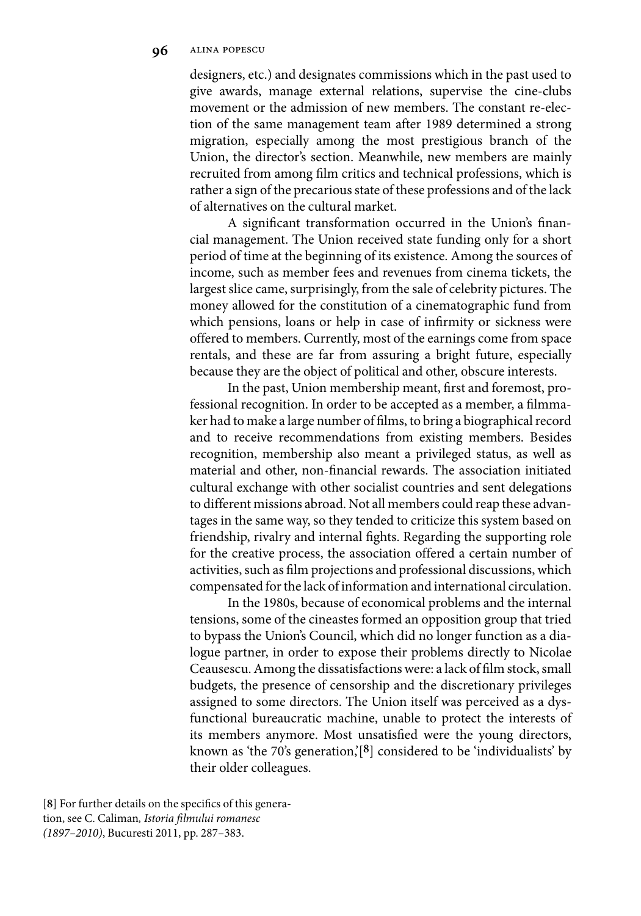designers, etc.) and designates commissions which in the past used to give awards, manage external relations, supervise the cine-clubs movement or the admission of new members. The constant re-election of the same management team after 1989 determined a strong migration, especially among the most prestigious branch of the Union, the director's section. Meanwhile, new members are mainly recruited from among film critics and technical professions, which is rather a sign of the precarious state of these professions and of the lack of alternatives on the cultural market.

A significant transformation occurred in the Union's financial management. The Union received state funding only for a short period of time at the beginning of its existence. Among the sources of income, such as member fees and revenues from cinema tickets, the largest slice came, surprisingly, from the sale of celebrity pictures. The money allowed for the constitution of a cinematographic fund from which pensions, loans or help in case of infirmity or sickness were offered to members. Currently, most of the earnings come from space rentals, and these are far from assuring a bright future, especially because they are the object of political and other, obscure interests.

In the past, Union membership meant, first and foremost, professional recognition. In order to be accepted as a member, a filmmaker had to make a large number of films, to bring a biographical record and to receive recommendations from existing members. Besides recognition, membership also meant a privileged status, as well as material and other, non-financial rewards. The association initiated cultural exchange with other socialist countries and sent delegations to different missions abroad. Not all members could reap these advantages in the same way, so they tended to criticize this system based on friendship, rivalry and internal fights. Regarding the supporting role for the creative process, the association offered a certain number of activities, such as film projections and professional discussions, which compensated for the lack of information and international circulation.

In the 1980s, because of economical problems and the internal tensions, some of the cineastes formed an opposition group that tried to bypass the Union's Council, which did no longer function as a dialogue partner, in order to expose their problems directly to Nicolae Ceausescu. Among the dissatisfactions were: a lack of film stock, small budgets, the presence of censorship and the discretionary privileges assigned to some directors. The Union itself was perceived as a dysfunctional bureaucratic machine, unable to protect the interests of its members anymore. Most unsatisfied were the young directors, known as 'the 70's generation,'[8] considered to be 'individualists' by their older colleagues.

[8] For further details on the specifics of this generation, see C. Caliman, *Istoria filmului romanesc (1897–2010)*, Bucuresti 2011, pp. 287–383.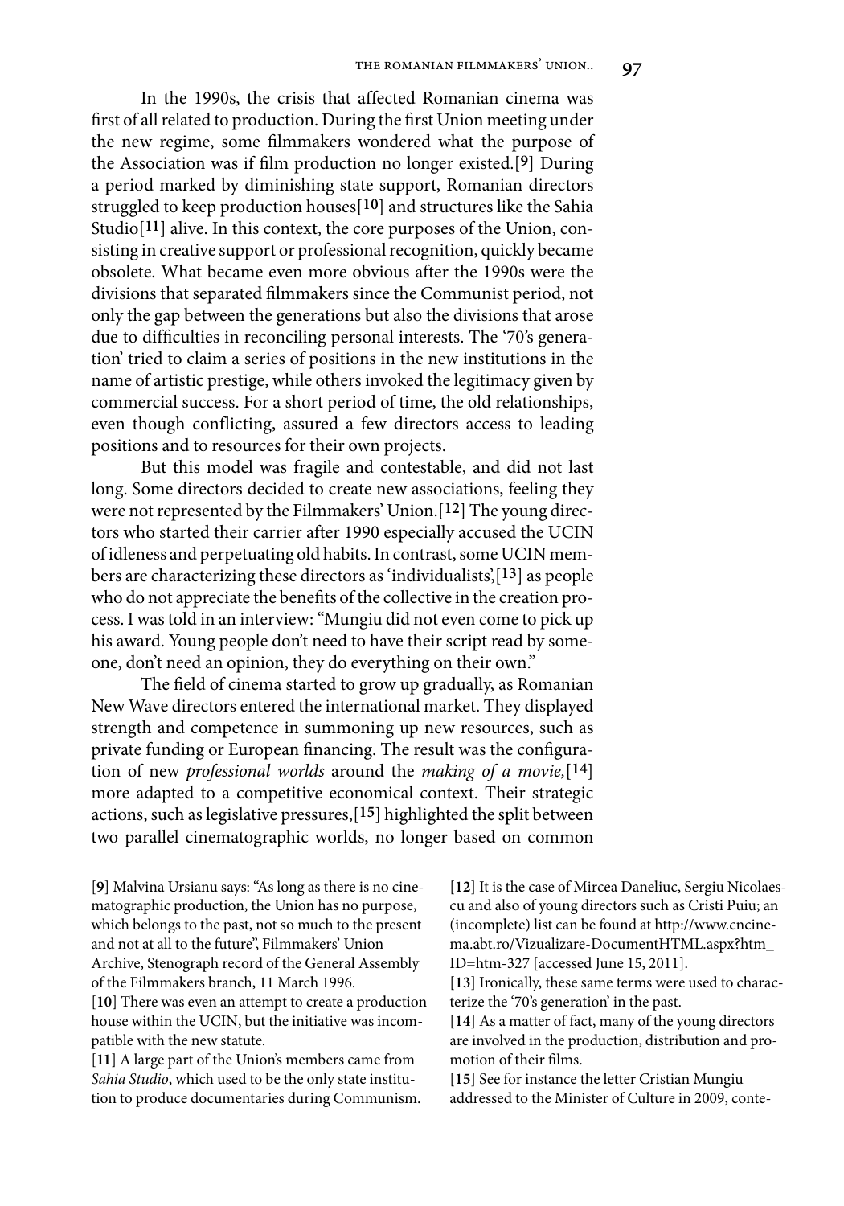In the 1990s, the crisis that affected Romanian cinema was first of all related to production. During the first Union meeting under the new regime, some filmmakers wondered what the purpose of the Association was if film production no longer existed.[9] During a period marked by diminishing state support, Romanian directors struggled to keep production houses[10] and structures like the Sahia Studio[11] alive. In this context, the core purposes of the Union, consisting in creative support or professional recognition, quickly became obsolete. What became even more obvious after the 1990s were the divisions that separated filmmakers since the Communist period, not only the gap between the generations but also the divisions that arose due to difficulties in reconciling personal interests. The '70's generation' tried to claim a series of positions in the new institutions in the name of artistic prestige, while others invoked the legitimacy given by commercial success. For a short period of time, the old relationships, even though conflicting, assured a few directors access to leading positions and to resources for their own projects.

But this model was fragile and contestable, and did not last long. Some directors decided to create new associations, feeling they were not represented by the Filmmakers' Union.[12] The young directors who started their carrier after 1990 especially accused the UCIN of idleness and perpetuating old habits. In contrast, some UCIN members are characterizing these directors as 'individualists',[13] as people who do not appreciate the benefits of the collective in the creation process. I was told in an interview: "Mungiu did not even come to pick up his award. Young people don't need to have their script read by someone, don't need an opinion, they do everything on their own."

The field of cinema started to grow up gradually, as Romanian New Wave directors entered the international market. They displayed strength and competence in summoning up new resources, such as private funding or European financing. The result was the configuration of new *professional worlds* around the *making of a movie,*[14] more adapted to a competitive economical context. Their strategic actions, such as legislative pressures,[15] highlighted the split between two parallel cinematographic worlds, no longer based on common

[9] Malvina Ursianu says: "As long as there is no cinematographic production, the Union has no purpose, which belongs to the past, not so much to the present and not at all to the future", Filmmakers' Union Archive, Stenograph record of the General Assembly of the Filmmakers branch, 11 March 1996.

[10] There was even an attempt to create a production house within the UCIN, but the initiative was incompatible with the new statute.

[11] A large part of the Union's members came from *Sahia Studio*, which used to be the only state institution to produce documentaries during Communism.

[12] It is the case of Mircea Daneliuc, Sergiu Nicolaescu and also of young directors such as Cristi Puiu; an (incomplete) list can be found at http://www.cncinema.abt.ro/Vizualizare-DocumentHTML.aspx?htm_ID=htm-327 [accessed June 15, 2011].

[13] Ironically, these same terms were used to characterize the '70's generation' in the past.

[14] As a matter of fact, many of the young directors are involved in the production, distribution and promotion of their films.

[15] See for instance the letter Cristian Mungiu addressed to the Minister of Culture in 2009, conte-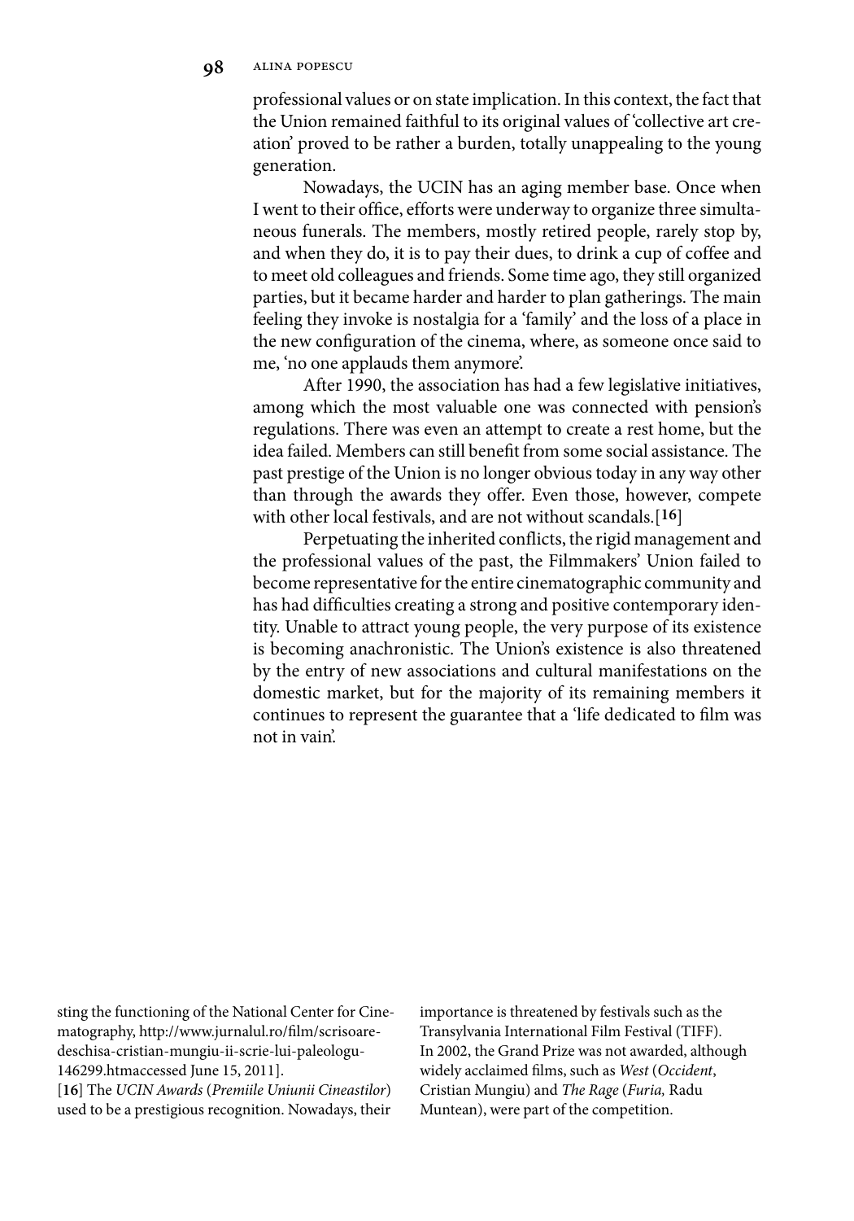professional values or on state implication. In this context, the fact that the Union remained faithful to its original values of 'collective art creation' proved to be rather a burden, totally unappealing to the young generation.

Nowadays, the UCIN has an aging member base. Once when I went to their office, efforts were underway to organize three simultaneous funerals. The members, mostly retired people, rarely stop by, and when they do, it is to pay their dues, to drink a cup of coffee and to meet old colleagues and friends. Some time ago, they still organized parties, but it became harder and harder to plan gatherings. The main feeling they invoke is nostalgia for a 'family' and the loss of a place in the new configuration of the cinema, where, as someone once said to me, 'no one applauds them anymore'.

After 1990, the association has had a few legislative initiatives, among which the most valuable one was connected with pension's regulations. There was even an attempt to create a rest home, but the idea failed. Members can still benefit from some social assistance. The past prestige of the Union is no longer obvious today in any way other than through the awards they offer. Even those, however, compete with other local festivals, and are not without scandals.[**16**]

Perpetuating the inherited conflicts, the rigid management and the professional values of the past, the Filmmakers' Union failed to become representative for the entire cinematographic community and has had difficulties creating a strong and positive contemporary identity. Unable to attract young people, the very purpose of its existence is becoming anachronistic. The Union's existence is also threatened by the entry of new associations and cultural manifestations on the domestic market, but for the majority of its remaining members it continues to represent the guarantee that a 'life dedicated to film was not in vain'.

sting the functioning of the National Center for Cinematography, http://www.jurnalul.ro/film/scrisoare-deschisa-cristian-mungiu-ii-scrie-lui-paleologu-146299.htmaccessed June 15, 2011].

[**16**] The *UCIN Awards* (*Premiile Uniunii Cineastilor*) used to be a prestigious recognition. Nowadays, their importance is threatened by festivals such as the Transylvania International Film Festival (TIFF). In 2002, the Grand Prize was not awarded, although widely acclaimed films, such as *West* (*Occident*, Cristian Mungiu) and *The Rage* (*Furia,* Radu Muntean), were part of the competition.